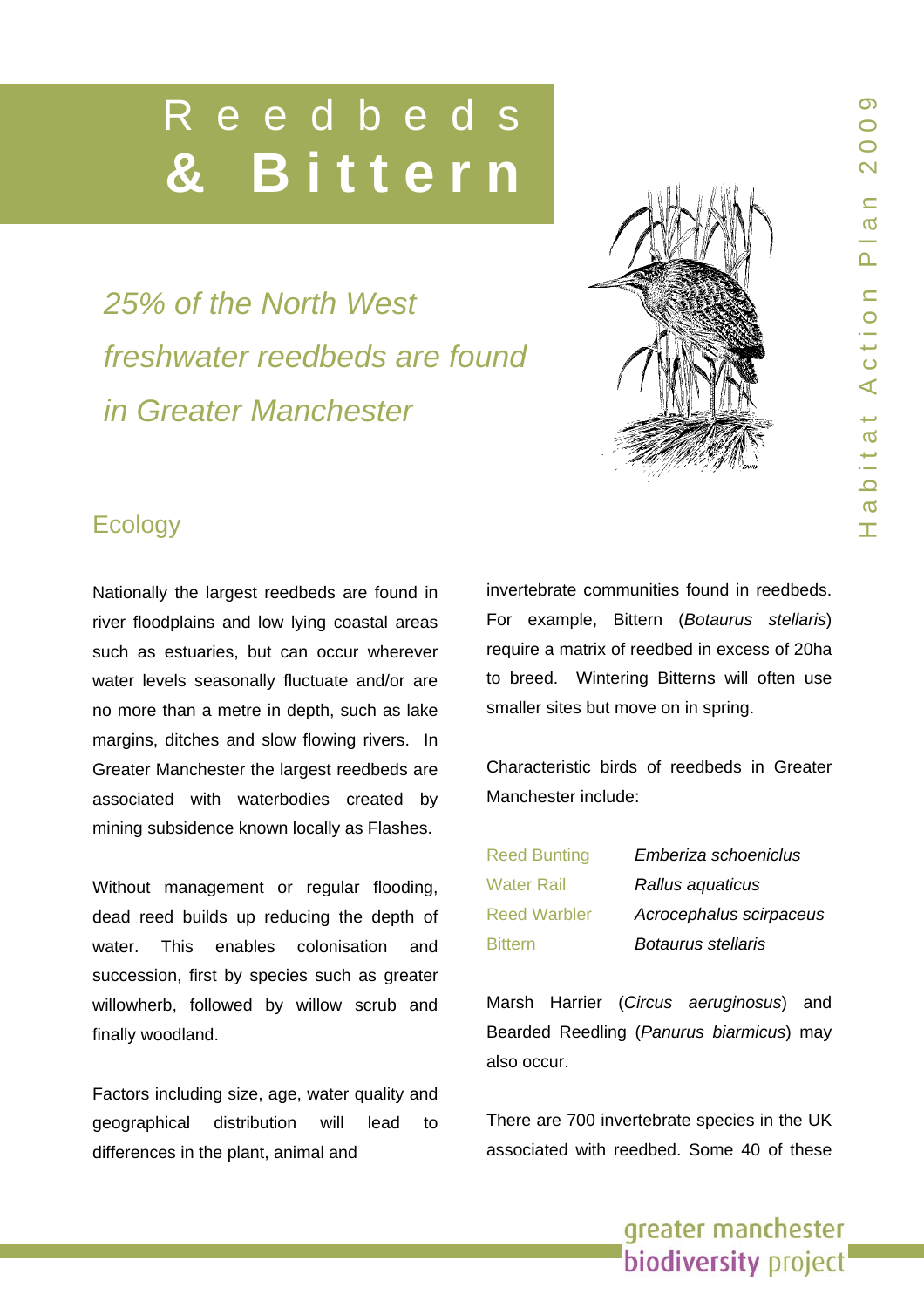# Reedbeds & Bittern

*25% of the North West freshwater reedbeds are found in Greater Manchester*

## Ecology

Nationally the largest reedbeds are found in river floodplains and low lying coastal areas such as estuaries, but can occur wherever water levels seasonally fluctuate and/or are no more than a metre in depth, such as lake margins, ditches and slow flowing rivers. In Greater Manchester the largest reedbeds are associated with waterbodies created by mining subsidence known locally as Flashes.

Without management or regular flooding, dead reed builds up reducing the depth of water. This enables colonisation and succession, first by species such as greater willowherb, followed by willow scrub and finally woodland.

Factors including size, age, water quality and geographical distribution will lead to differences in the plant, animal and invertebrate communities found in reedbeds. For example, Bittern (*Botaurus stellaris*) require a matrix of reedbed in excess of 20ha to breed. Wintering Bitterns will often use smaller sites but move on in spring.

Characteristic birds of reedbeds in Greater Manchester include:

| | |
|---|---|
| Reed Bunting | *Emberiza schoeniclus* |
| Water Rail | *Rallus aquaticus* |
| Reed Warbler | *Acrocephalus scirpaceus* |
| Bittern | *Botaurus stellaris* |

Marsh Harrier (*Circus aeruginosus*) and Bearded Reedling (*Panurus biarmicus*) may also occur.

There are 700 invertebrate species in the UK associated with reedbed. Some 40 of these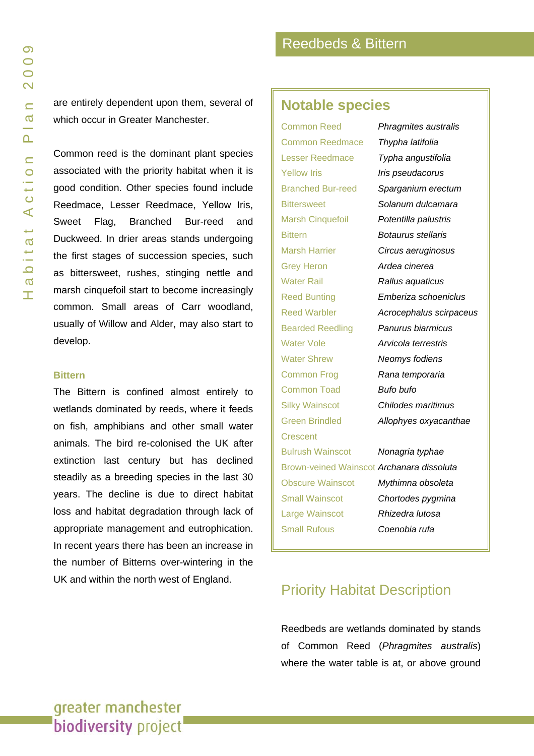are entirely dependent upon them, several of which occur in Greater Manchester.

Common reed is the dominant plant species associated with the priority habitat when it is good condition. Other species found include Reedmace, Lesser Reedmace, Yellow Iris, Sweet Flag, Branched Bur-reed and Duckweed. In drier areas stands undergoing the first stages of succession species, such as bittersweet, rushes, stinging nettle and marsh cinquefoil start to become increasingly common. Small areas of Carr woodland, usually of Willow and Alder, may also start to develop.

### Bittern

The Bittern is confined almost entirely to wetlands dominated by reeds, where it feeds on fish, amphibians and other small water animals. The bird re-colonised the UK after extinction last century but has declined steadily as a breeding species in the last 30 years. The decline is due to direct habitat loss and habitat degradation through lack of appropriate management and eutrophication. In recent years there has been an increase in the number of Bitterns over-wintering in the UK and within the north west of England.

## Notable species

| Common name | Scientific name |
|---|---|
| Common Reed | *Phragmites australis* |
| Common Reedmace | *Thypha latifolia* |
| Lesser Reedmace | *Typha angustifolia* |
| Yellow Iris | *Iris pseudacorus* |
| Branched Bur-reed | *Sparganium erectum* |
| Bittersweet | *Solanum dulcamara* |
| Marsh Cinquefoil | *Potentilla palustris* |
| Bittern | *Botaurus stellaris* |
| Marsh Harrier | *Circus aeruginosus* |
| Grey Heron | *Ardea cinerea* |
| Water Rail | *Rallus aquaticus* |
| Reed Bunting | *Emberiza schoeniclus* |
| Reed Warbler | *Acrocephalus scirpaceus* |
| Bearded Reedling | *Panurus biarmicus* |
| Water Vole | *Arvicola terrestris* |
| Water Shrew | *Neomys fodiens* |
| Common Frog | *Rana temporaria* |
| Common Toad | *Bufo bufo* |
| Silky Wainscot | *Chilodes maritimus* |
| Green Brindled Crescent | *Allophyes oxyacanthae* |
| Bulrush Wainscot | *Nonagria typhae* |
| Brown-veined Wainscot | *Archanara dissoluta* |
| Obscure Wainscot | *Mythimna obsoleta* |
| Small Wainscot | *Chortodes pygmina* |
| Large Wainscot | *Rhizedra lutosa* |
| Small Rufous | *Coenobia rufa* |

## Priority Habitat Description

Reedbeds are wetlands dominated by stands of Common Reed (*Phragmites australis*) where the water table is at, or above ground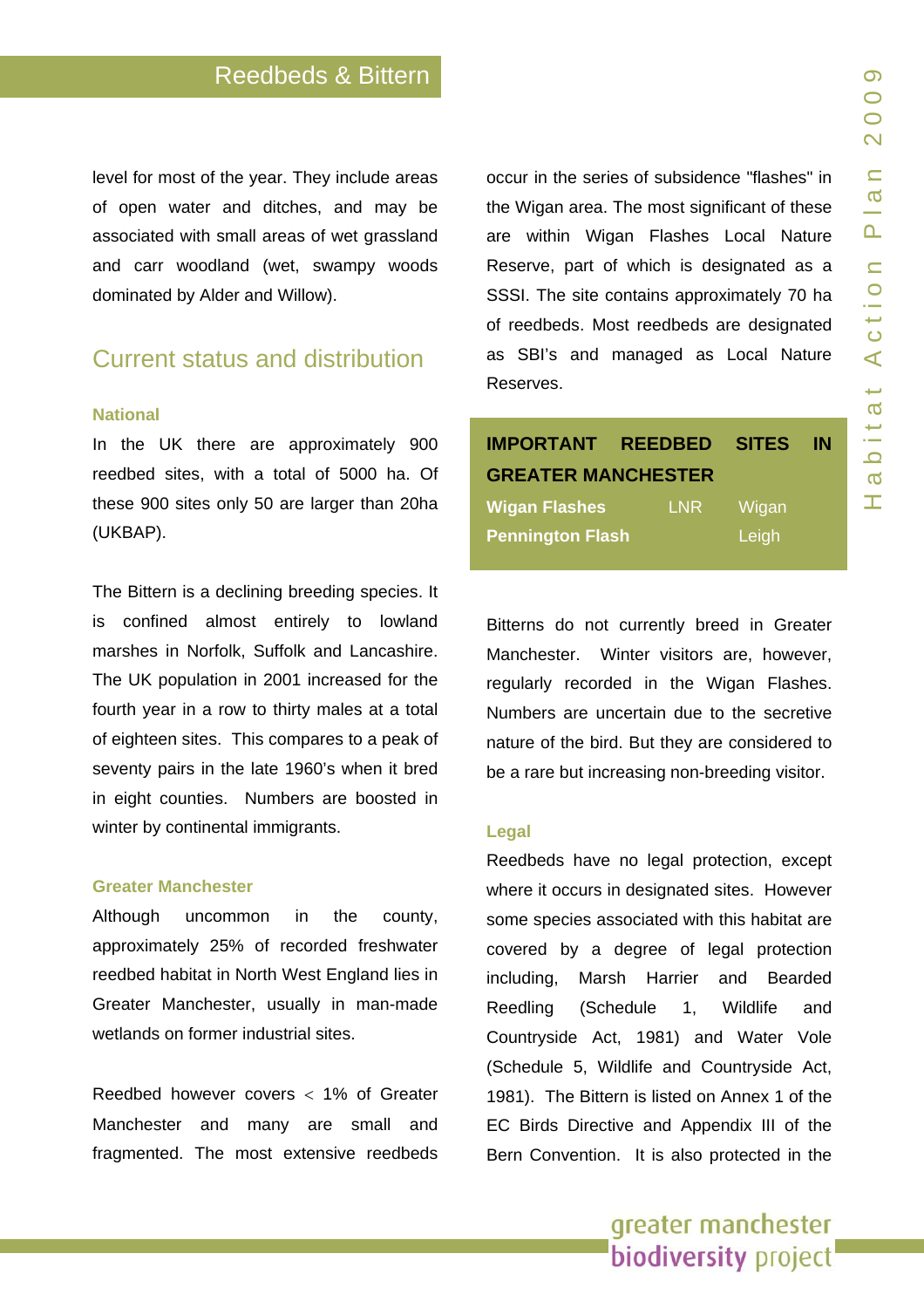level for most of the year. They include areas of open water and ditches, and may be associated with small areas of wet grassland and carr woodland (wet, swampy woods dominated by Alder and Willow).

## Current status and distribution

### National

In the UK there are approximately 900 reedbed sites, with a total of 5000 ha. Of these 900 sites only 50 are larger than 20ha (UKBAP).

The Bittern is a declining breeding species. It is confined almost entirely to lowland marshes in Norfolk, Suffolk and Lancashire. The UK population in 2001 increased for the fourth year in a row to thirty males at a total of eighteen sites. This compares to a peak of seventy pairs in the late 1960's when it bred in eight counties. Numbers are boosted in winter by continental immigrants.

### Greater Manchester

Although uncommon in the county, approximately 25% of recorded freshwater reedbed habitat in North West England lies in Greater Manchester, usually in man-made wetlands on former industrial sites.

Reedbed however covers < 1% of Greater Manchester and many are small and fragmented. The most extensive reedbeds occur in the series of subsidence "flashes" in the Wigan area. The most significant of these are within Wigan Flashes Local Nature Reserve, part of which is designated as a SSSI. The site contains approximately 70 ha of reedbeds. Most reedbeds are designated as SBI's and managed as Local Nature Reserves.

**IMPORTANT REEDBED SITES IN GREATER MANCHESTER**

| Site | Designation | Location |
| --- | --- | --- |
| **Wigan Flashes** | LNR | Wigan |
| **Pennington Flash** | | Leigh |

Bitterns do not currently breed in Greater Manchester. Winter visitors are, however, regularly recorded in the Wigan Flashes. Numbers are uncertain due to the secretive nature of the bird. But they are considered to be a rare but increasing non-breeding visitor.

### Legal

Reedbeds have no legal protection, except where it occurs in designated sites. However some species associated with this habitat are covered by a degree of legal protection including, Marsh Harrier and Bearded Reedling (Schedule 1, Wildlife and Countryside Act, 1981) and Water Vole (Schedule 5, Wildlife and Countryside Act, 1981). The Bittern is listed on Annex 1 of the EC Birds Directive and Appendix III of the Bern Convention. It is also protected in the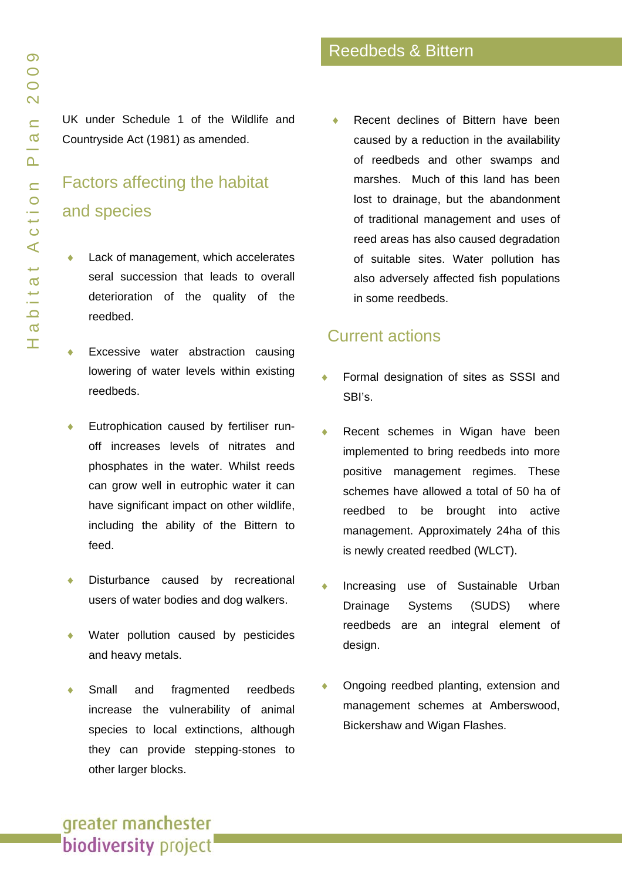UK under Schedule 1 of the Wildlife and Countryside Act (1981) as amended.

## Factors affecting the habitat and species

- Lack of management, which accelerates seral succession that leads to overall deterioration of the quality of the reedbed.
- Excessive water abstraction causing lowering of water levels within existing reedbeds.
- Eutrophication caused by fertiliser run-off increases levels of nitrates and phosphates in the water. Whilst reeds can grow well in eutrophic water it can have significant impact on other wildlife, including the ability of the Bittern to feed.
- Disturbance caused by recreational users of water bodies and dog walkers.
- Water pollution caused by pesticides and heavy metals.
- Small and fragmented reedbeds increase the vulnerability of animal species to local extinctions, although they can provide stepping-stones to other larger blocks.
- Recent declines of Bittern have been caused by a reduction in the availability of reedbeds and other swamps and marshes. Much of this land has been lost to drainage, but the abandonment of traditional management and uses of reed areas has also caused degradation of suitable sites. Water pollution has also adversely affected fish populations in some reedbeds.

## Current actions

- Formal designation of sites as SSSI and SBI's.
- Recent schemes in Wigan have been implemented to bring reedbeds into more positive management regimes. These schemes have allowed a total of 50 ha of reedbed to be brought into active management. Approximately 24ha of this is newly created reedbed (WLCT).
- Increasing use of Sustainable Urban Drainage Systems (SUDS) where reedbeds are an integral element of design.
- Ongoing reedbed planting, extension and management schemes at Amberswood, Bickershaw and Wigan Flashes.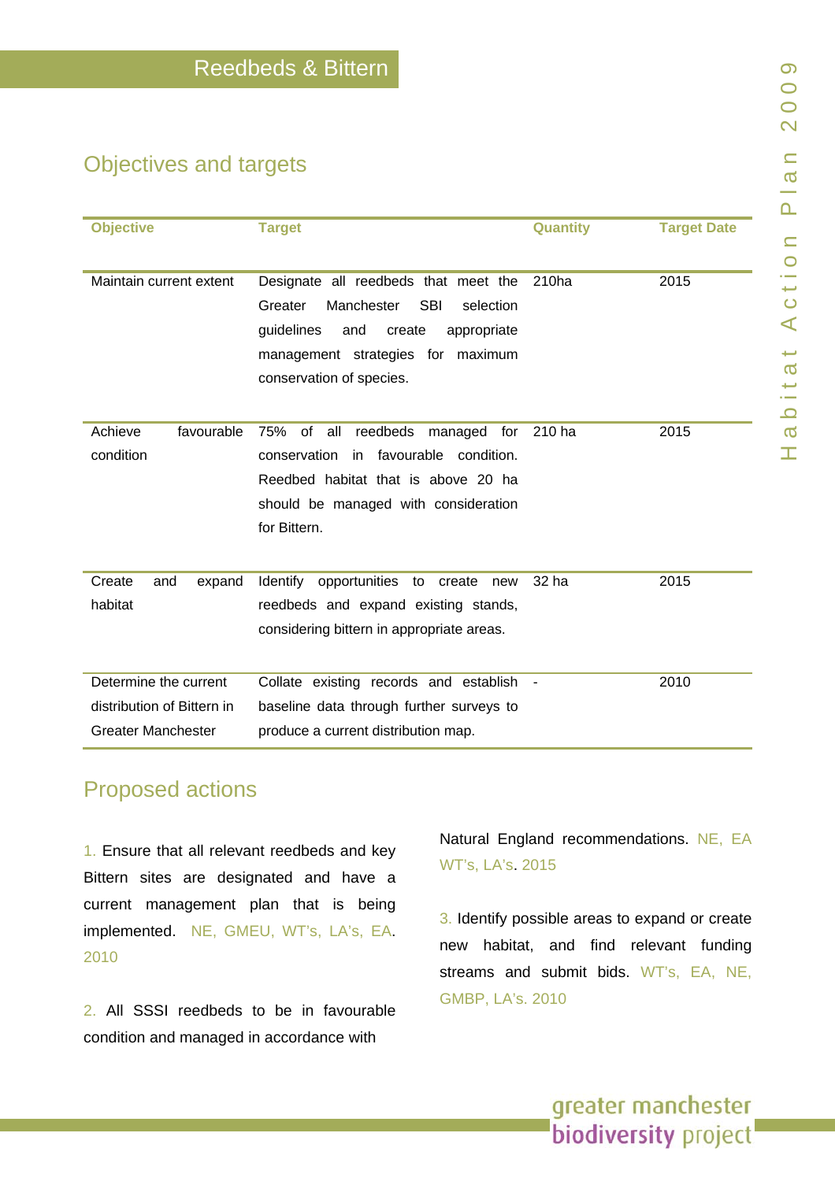# Reedbeds & Bittern

## Objectives and targets

| Objective | Target | Quantity | Target Date |
|---|---|---|---|
| Maintain current extent | Designate all reedbeds that meet the Greater Manchester SBI selection guidelines and create appropriate management strategies for maximum conservation of species. | 210ha | 2015 |
| Achieve favourable condition | 75% of all reedbeds managed for conservation in favourable condition. Reedbed habitat that is above 20 ha should be managed with consideration for Bittern. | 210 ha | 2015 |
| Create and expand habitat | Identify opportunities to create new reedbeds and expand existing stands, considering bittern in appropriate areas. | 32 ha | 2015 |
| Determine the current distribution of Bittern in Greater Manchester | Collate existing records and establish baseline data through further surveys to produce a current distribution map. | - | 2010 |

## Proposed actions

1. Ensure that all relevant reedbeds and key Bittern sites are designated and have a current management plan that is being implemented. NE, GMEU, WT's, LA's, EA. 2010

2. All SSSI reedbeds to be in favourable condition and managed in accordance with Natural England recommendations. NE, EA WT's, LA's. 2015

3. Identify possible areas to expand or create new habitat, and find relevant funding streams and submit bids. WT's, EA, NE, GMBP, LA's. 2010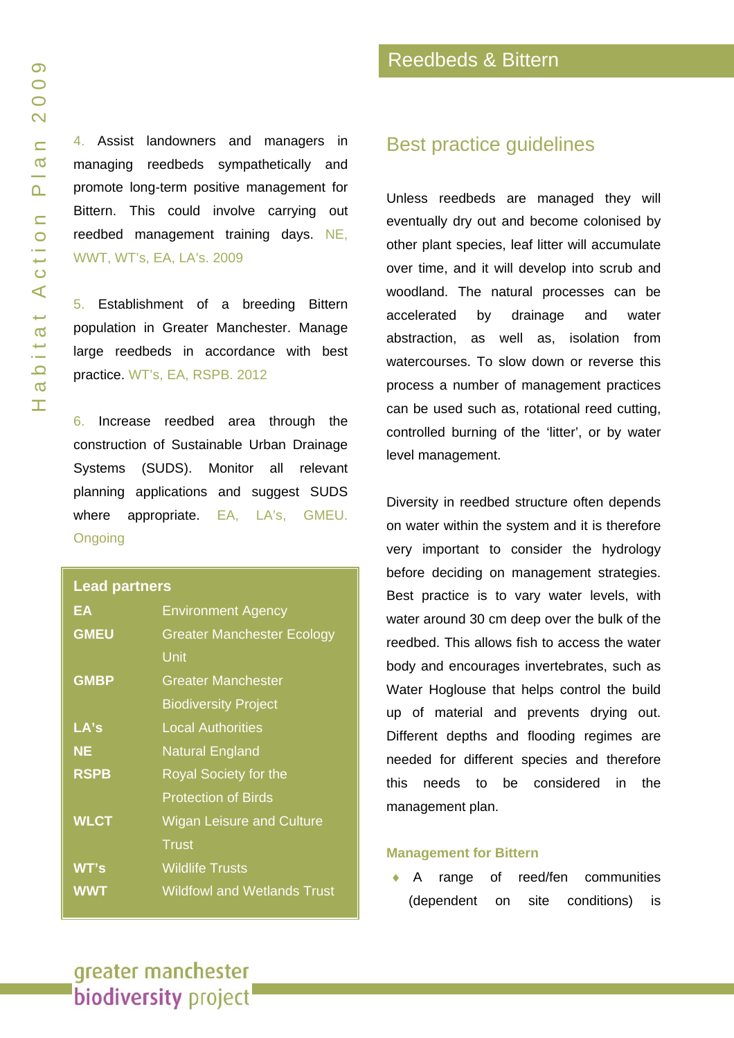4. Assist landowners and managers in managing reedbeds sympathetically and promote long-term positive management for Bittern. This could involve carrying out reedbed management training days. NE, WWT, WT's, EA, LA's. 2009

5. Establishment of a breeding Bittern population in Greater Manchester. Manage large reedbeds in accordance with best practice. WT's, EA, RSPB. 2012

6. Increase reedbed area through the construction of Sustainable Urban Drainage Systems (SUDS). Monitor all relevant planning applications and suggest SUDS where appropriate. EA, LA's, GMEU. Ongoing

**Lead partners**

| | |
|---|---|
| **EA** | Environment Agency |
| **GMEU** | Greater Manchester Ecology Unit |
| **GMBP** | Greater Manchester Biodiversity Project |
| **LA's** | Local Authorities |
| **NE** | Natural England |
| **RSPB** | Royal Society for the Protection of Birds |
| **WLCT** | Wigan Leisure and Culture Trust |
| **WT's** | Wildlife Trusts |
| **WWT** | Wildfowl and Wetlands Trust |

## Reedbeds & Bittern

### Best practice guidelines

Unless reedbeds are managed they will eventually dry out and become colonised by other plant species, leaf litter will accumulate over time, and it will develop into scrub and woodland. The natural processes can be accelerated by drainage and water abstraction, as well as, isolation from watercourses. To slow down or reverse this process a number of management practices can be used such as, rotational reed cutting, controlled burning of the 'litter', or by water level management.

Diversity in reedbed structure often depends on water within the system and it is therefore very important to consider the hydrology before deciding on management strategies. Best practice is to vary water levels, with water around 30 cm deep over the bulk of the reedbed. This allows fish to access the water body and encourages invertebrates, such as Water Hoglouse that helps control the build up of material and prevents drying out. Different depths and flooding regimes are needed for different species and therefore this needs to be considered in the management plan.

#### Management for Bittern

- A range of reed/fen communities (dependent on site conditions) is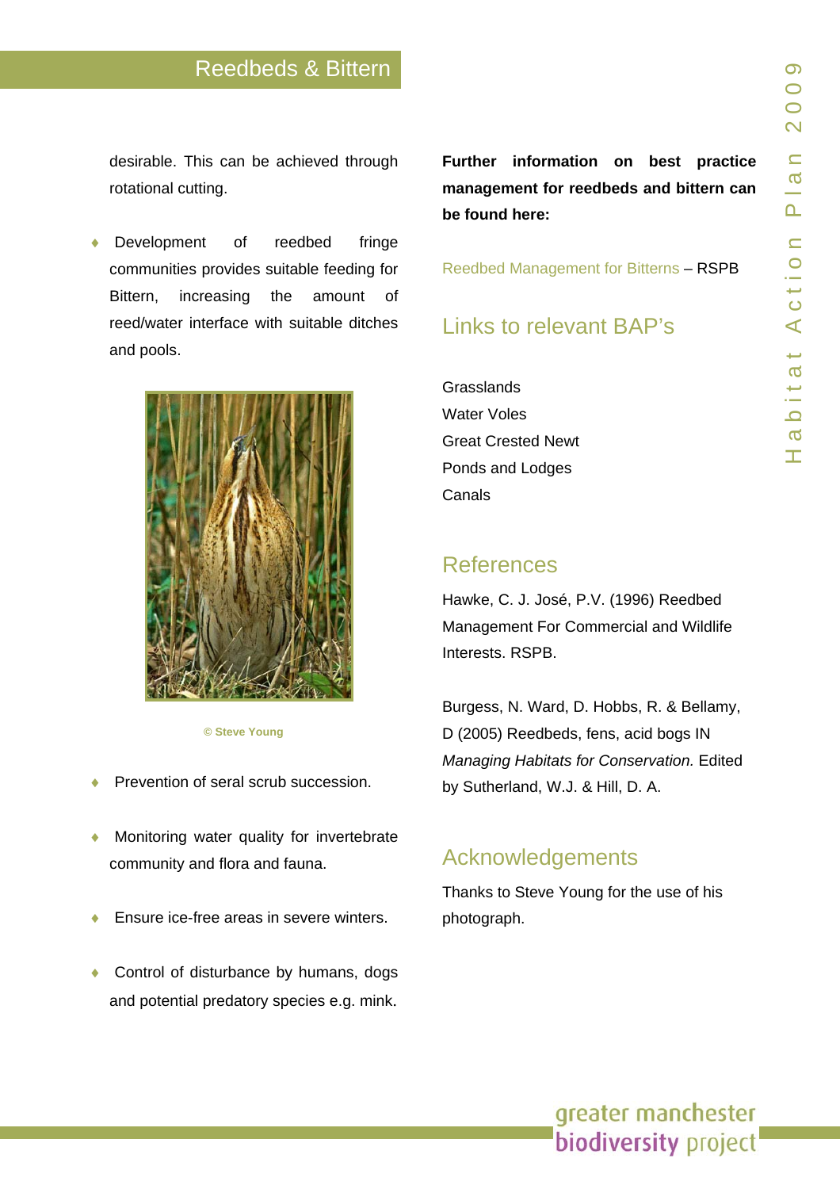desirable. This can be achieved through rotational cutting.

- Development of reedbed fringe communities provides suitable feeding for Bittern, increasing the amount of reed/water interface with suitable ditches and pools.

© Steve Young

- Prevention of seral scrub succession.
- Monitoring water quality for invertebrate community and flora and fauna.
- Ensure ice-free areas in severe winters.
- Control of disturbance by humans, dogs and potential predatory species e.g. mink.

**Further information on best practice management for reedbeds and bittern can be found here:**

Reedbed Management for Bitterns – RSPB

## Links to relevant BAP's

Grasslands
Water Voles
Great Crested Newt
Ponds and Lodges
Canals

## References

Hawke, C. J. José, P.V. (1996) Reedbed Management For Commercial and Wildlife Interests. RSPB.

Burgess, N. Ward, D. Hobbs, R. & Bellamy, D (2005) Reedbeds, fens, acid bogs IN *Managing Habitats for Conservation.* Edited by Sutherland, W.J. & Hill, D. A.

## Acknowledgements

Thanks to Steve Young for the use of his photograph.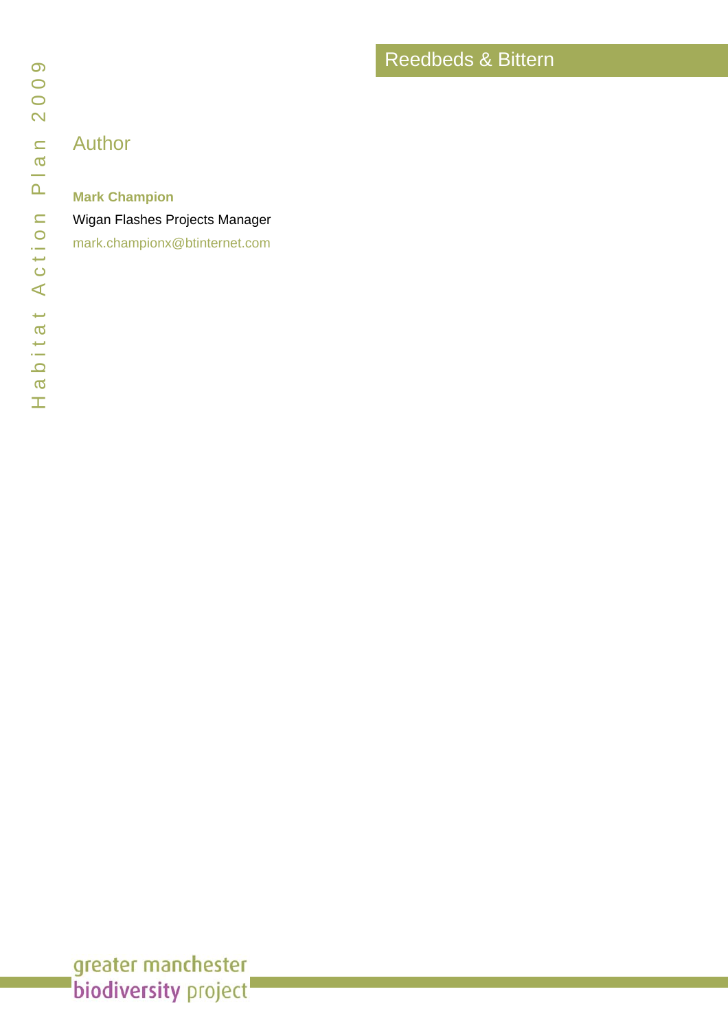## Author

**Mark Champion**

Wigan Flashes Projects Manager

mark.championx@btinternet.com